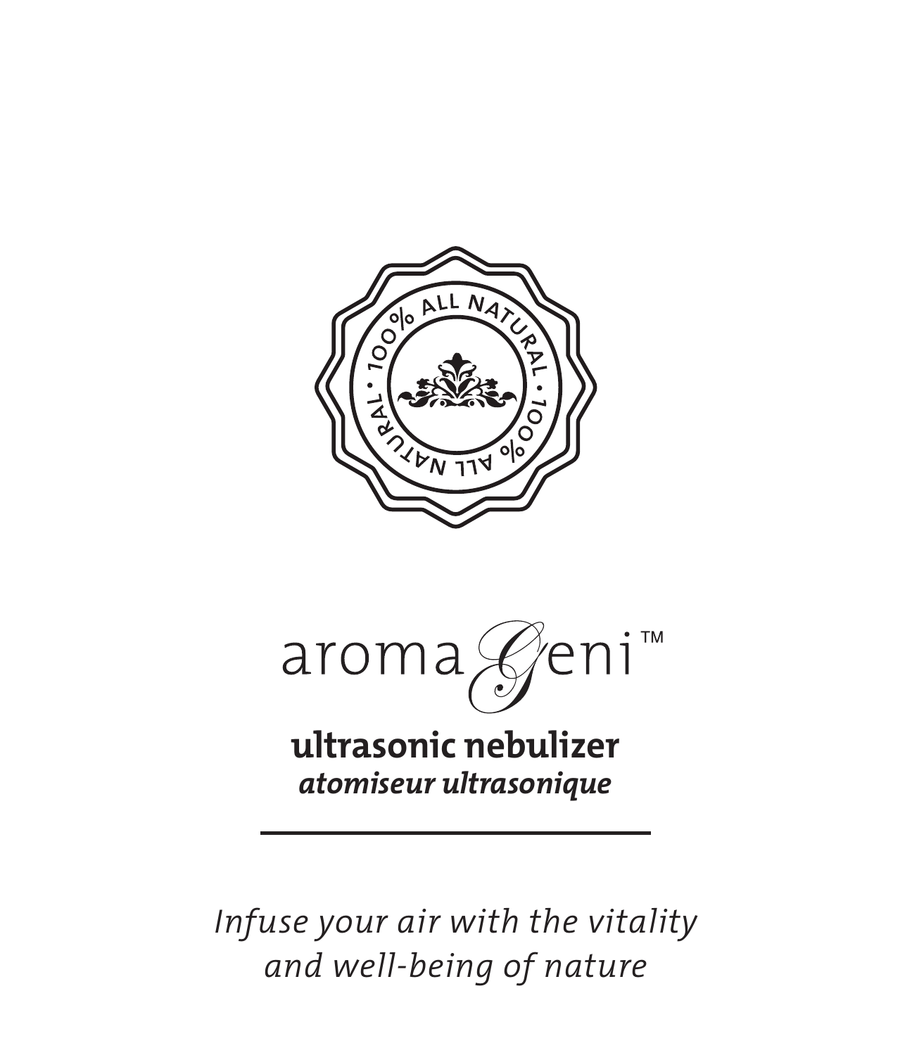100% ALL NATURAL • 100% ALL NATURAL •

# aromaGeni™

## ultrasonic nebulizer
***atomiseur ultrasonique***

---

*Infuse your air with the vitality and well-being of nature*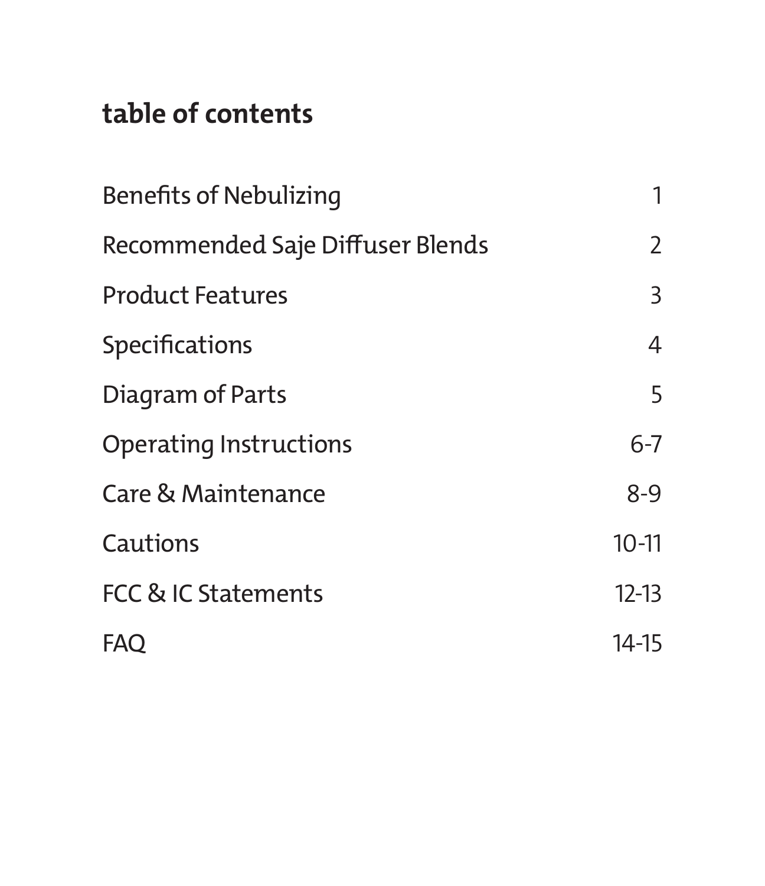## table of contents

| | |
|---|---|
| Benefits of Nebulizing | 1 |
| Recommended Saje Diffuser Blends | 2 |
| Product Features | 3 |
| Specifications | 4 |
| Diagram of Parts | 5 |
| Operating Instructions | 6-7 |
| Care & Maintenance | 8-9 |
| Cautions | 10-11 |
| FCC & IC Statements | 12-13 |
| FAQ | 14-15 |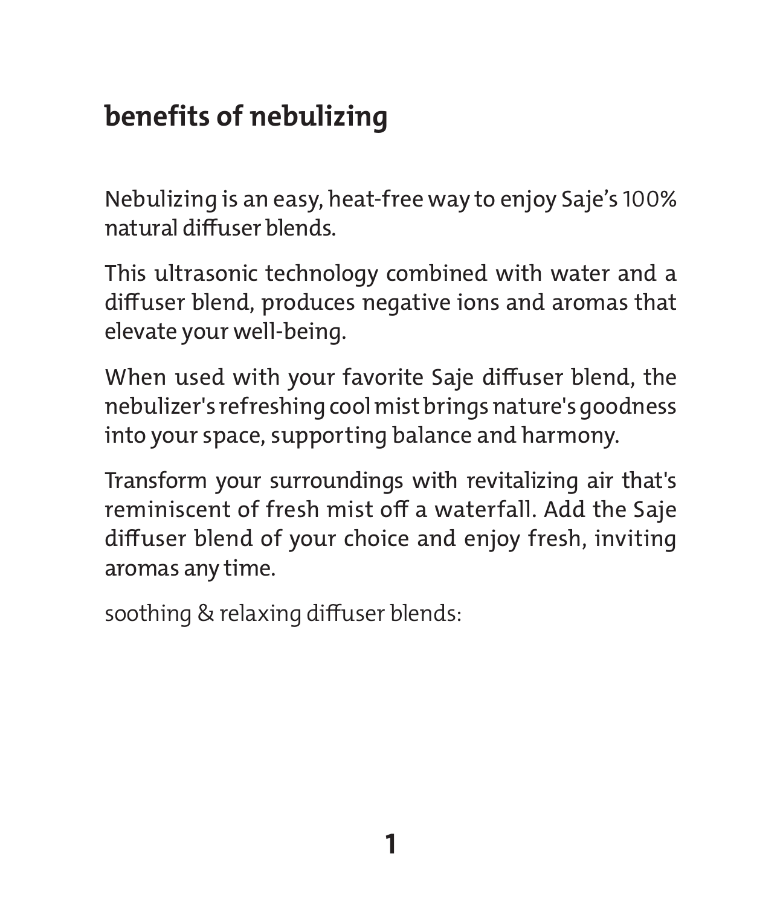## benefits of nebulizing

Nebulizing is an easy, heat-free way to enjoy Saje's 100% natural diffuser blends.

This ultrasonic technology combined with water and a diffuser blend, produces negative ions and aromas that elevate your well-being.

When used with your favorite Saje diffuser blend, the nebulizer's refreshing cool mist brings nature's goodness into your space, supporting balance and harmony.

Transform your surroundings with revitalizing air that's reminiscent of fresh mist off a waterfall. Add the Saje diffuser blend of your choice and enjoy fresh, inviting aromas any time.

soothing & relaxing diffuser blends: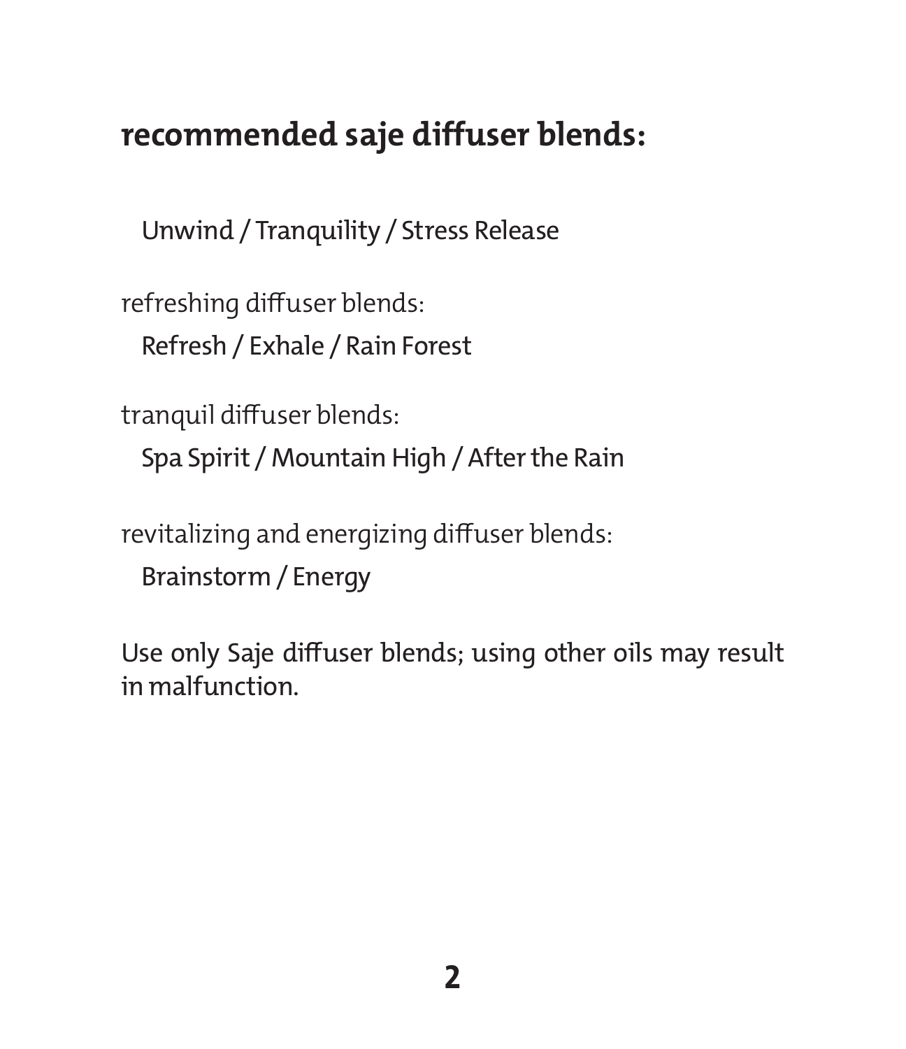## recommended saje diffuser blends:

Unwind / Tranquility / Stress Release

refreshing diffuser blends:
Refresh / Exhale / Rain Forest

tranquil diffuser blends:
Spa Spirit / Mountain High / After the Rain

revitalizing and energizing diffuser blends:
Brainstorm / Energy

Use only Saje diffuser blends; using other oils may result in malfunction.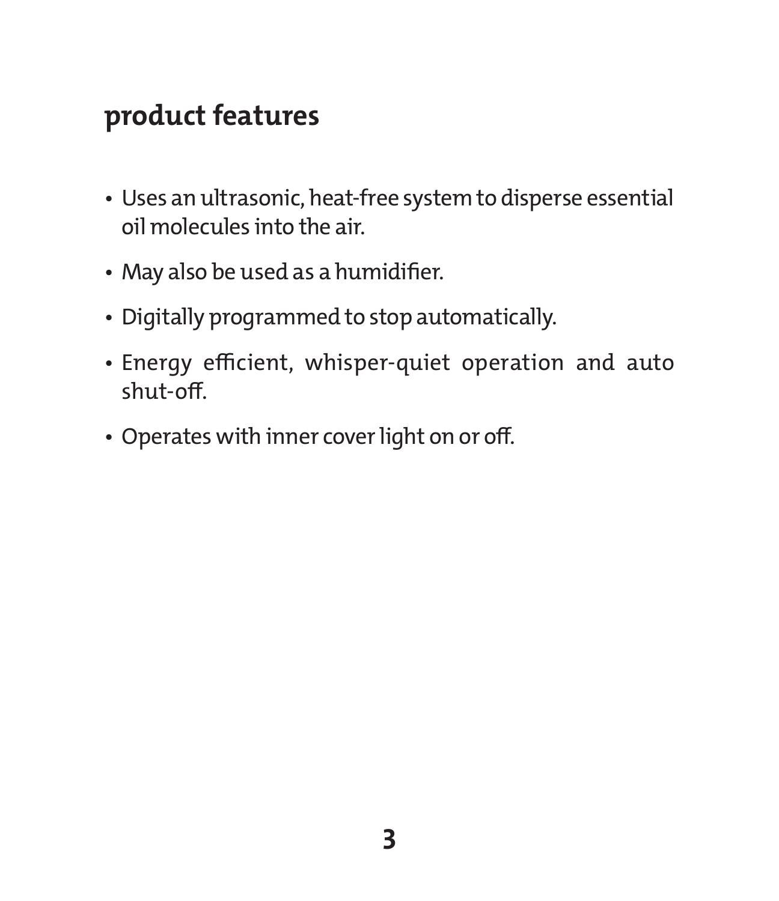## product features

- Uses an ultrasonic, heat-free system to disperse essential oil molecules into the air.
- May also be used as a humidifier.
- Digitally programmed to stop automatically.
- Energy efficient, whisper-quiet operation and auto shut-off.
- Operates with inner cover light on or off.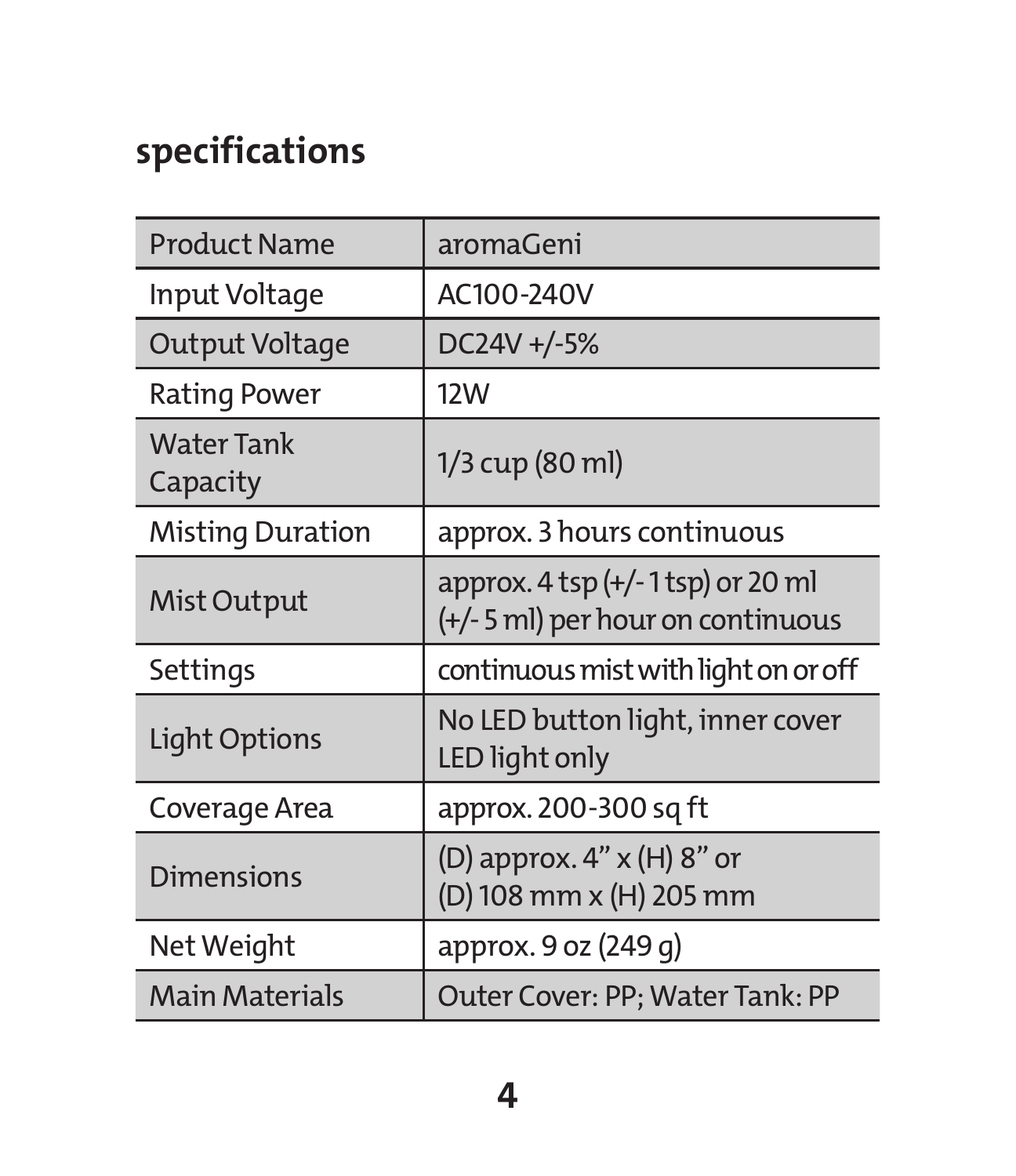## specifications

| Product Name | aromaGeni |
| --- | --- |
| Input Voltage | AC100-240V |
| Output Voltage | DC24V +/-5% |
| Rating Power | 12W |
| Water Tank Capacity | 1/3 cup (80 ml) |
| Misting Duration | approx. 3 hours continuous |
| Mist Output | approx. 4 tsp (+/- 1 tsp) or 20 ml (+/- 5 ml) per hour on continuous |
| Settings | continuous mist with light on or off |
| Light Options | No LED button light, inner cover LED light only |
| Coverage Area | approx. 200-300 sq ft |
| Dimensions | (D) approx. 4" x (H) 8" or (D) 108 mm x (H) 205 mm |
| Net Weight | approx. 9 oz (249 g) |
| Main Materials | Outer Cover: PP; Water Tank: PP |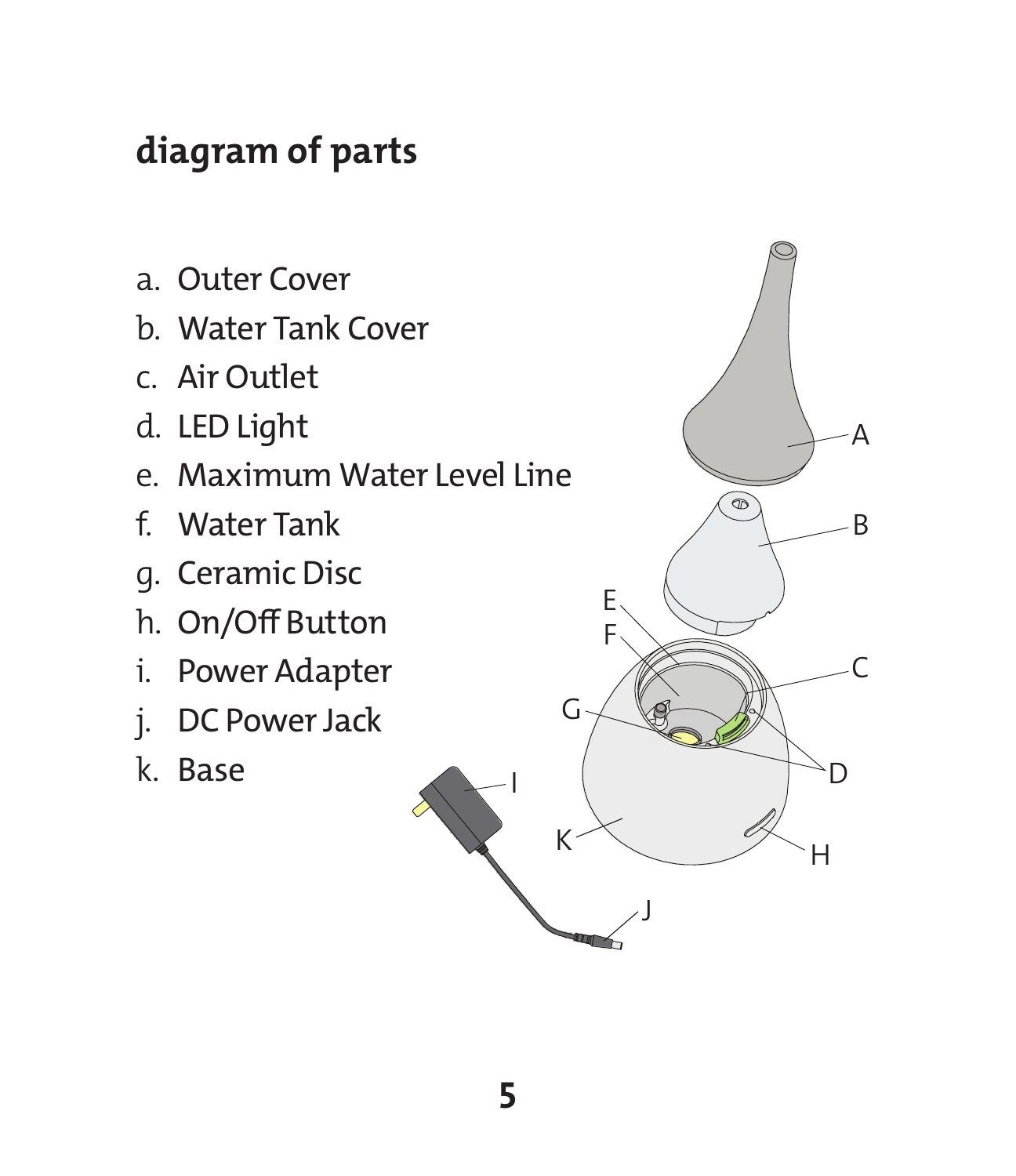## diagram of parts

a. Outer Cover
b. Water Tank Cover
c. Air Outlet
d. LED Light
e. Maximum Water Level Line
f. Water Tank
g. Ceramic Disc
h. On/Off Button
i. Power Adapter
j. DC Power Jack
k. Base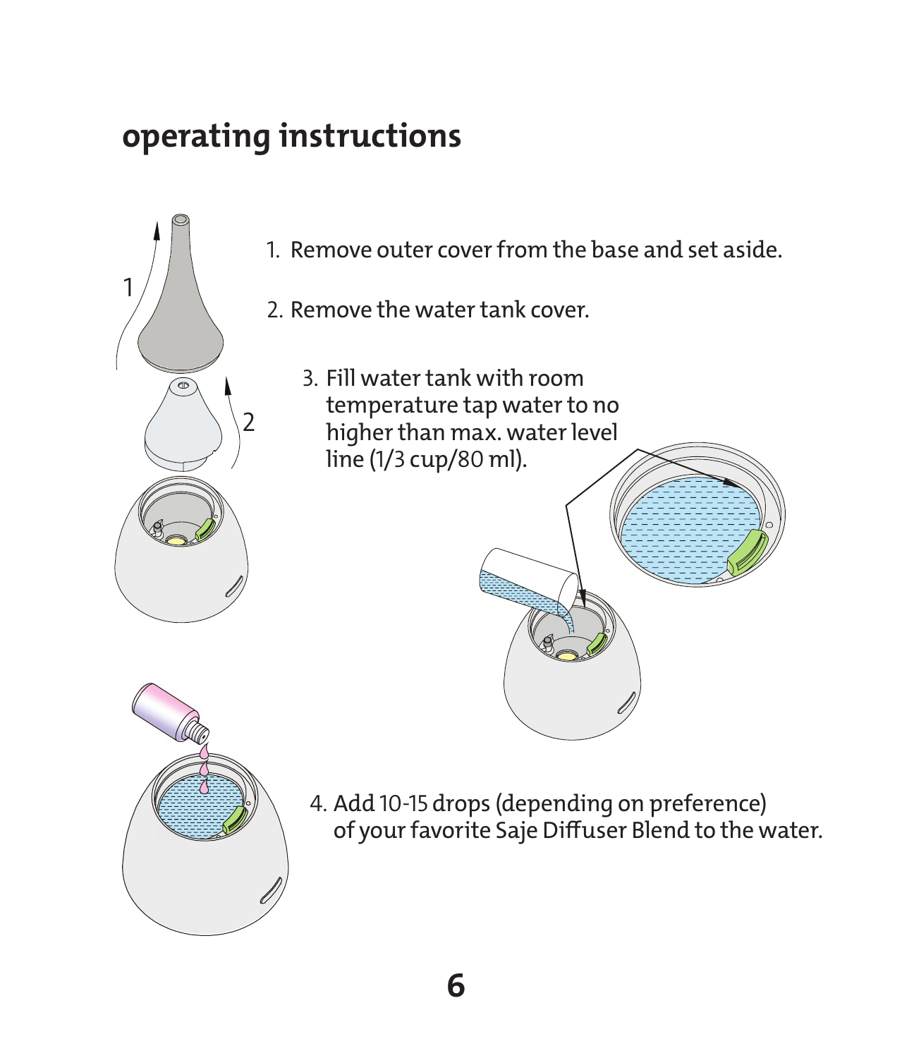## operating instructions

1. Remove outer cover from the base and set aside.
2. Remove the water tank cover.
3. Fill water tank with room temperature tap water to no higher than max. water level line (1/3 cup/80 ml).
4. Add 10-15 drops (depending on preference) of your favorite Saje Diffuser Blend to the water.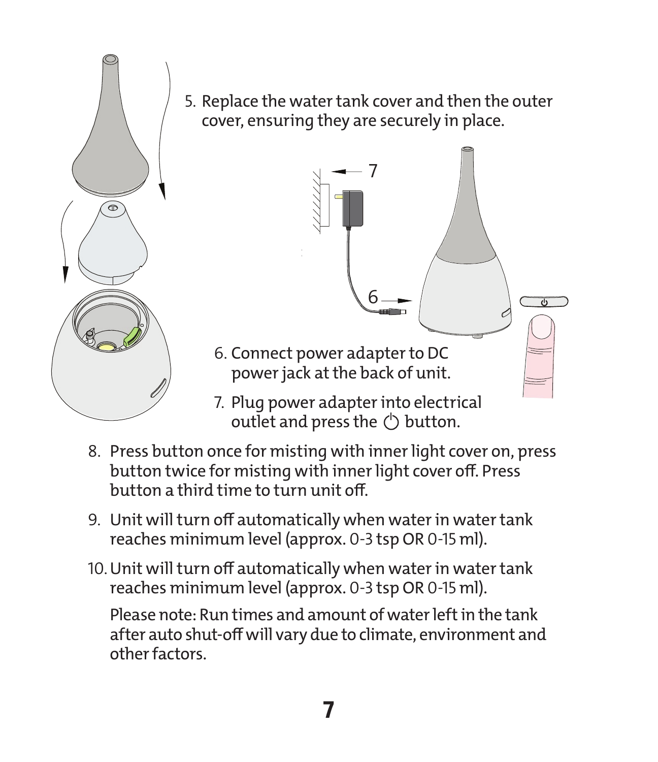5. Replace the water tank cover and then the outer cover, ensuring they are securely in place.

6. Connect power adapter to DC power jack at the back of unit.

7. Plug power adapter into electrical outlet and press the ⏻ button.

8. Press button once for misting with inner light cover on, press button twice for misting with inner light cover off. Press button a third time to turn unit off.

9. Unit will turn off automatically when water in water tank reaches minimum level (approx. 0-3 tsp OR 0-15 ml).

10. Unit will turn off automatically when water in water tank reaches minimum level (approx. 0-3 tsp OR 0-15 ml).

    Please note: Run times and amount of water left in the tank after auto shut-off will vary due to climate, environment and other factors.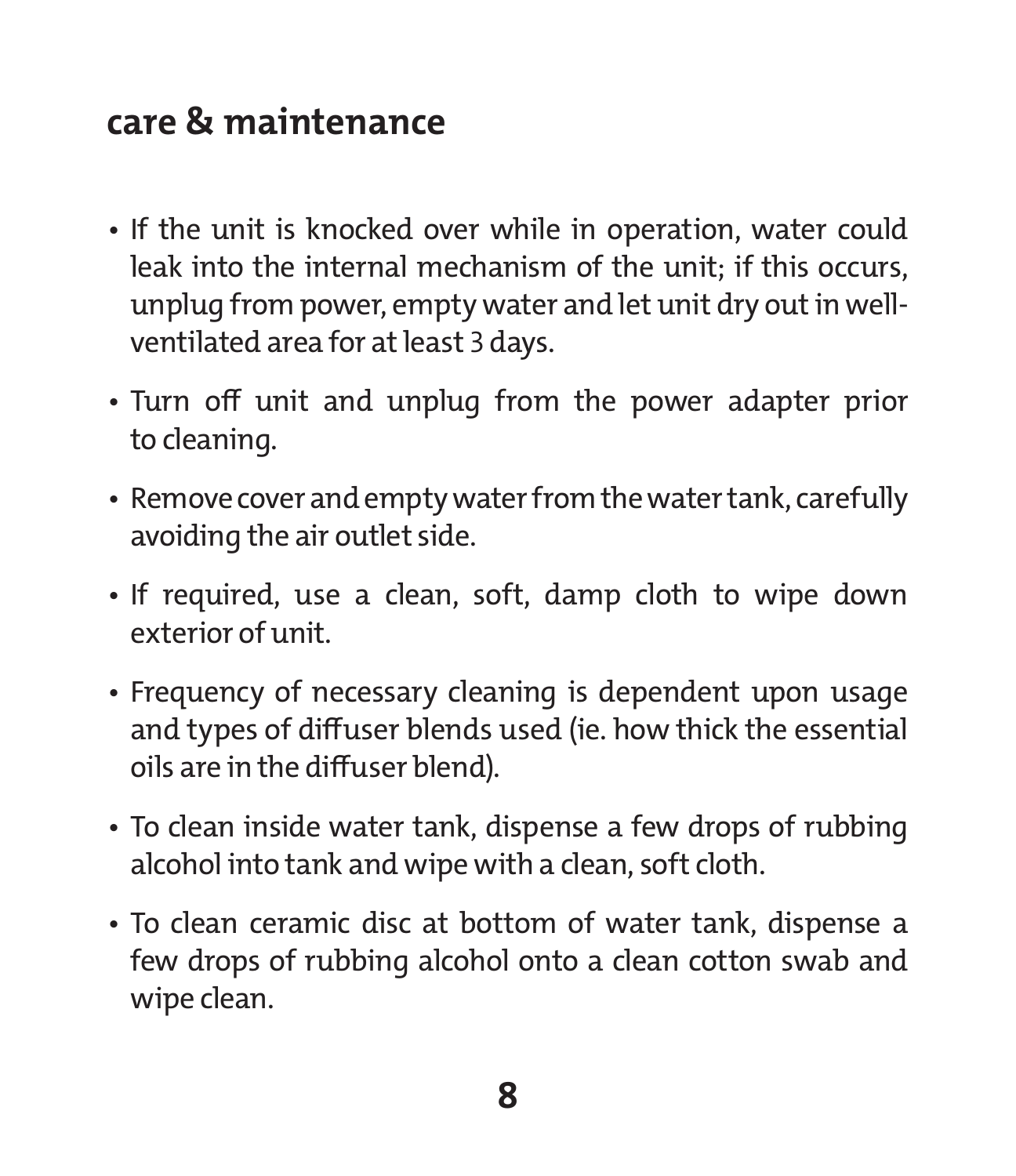## care & maintenance

- If the unit is knocked over while in operation, water could leak into the internal mechanism of the unit; if this occurs, unplug from power, empty water and let unit dry out in well-ventilated area for at least 3 days.
- Turn off unit and unplug from the power adapter prior to cleaning.
- Remove cover and empty water from the water tank, carefully avoiding the air outlet side.
- If required, use a clean, soft, damp cloth to wipe down exterior of unit.
- Frequency of necessary cleaning is dependent upon usage and types of diffuser blends used (ie. how thick the essential oils are in the diffuser blend).
- To clean inside water tank, dispense a few drops of rubbing alcohol into tank and wipe with a clean, soft cloth.
- To clean ceramic disc at bottom of water tank, dispense a few drops of rubbing alcohol onto a clean cotton swab and wipe clean.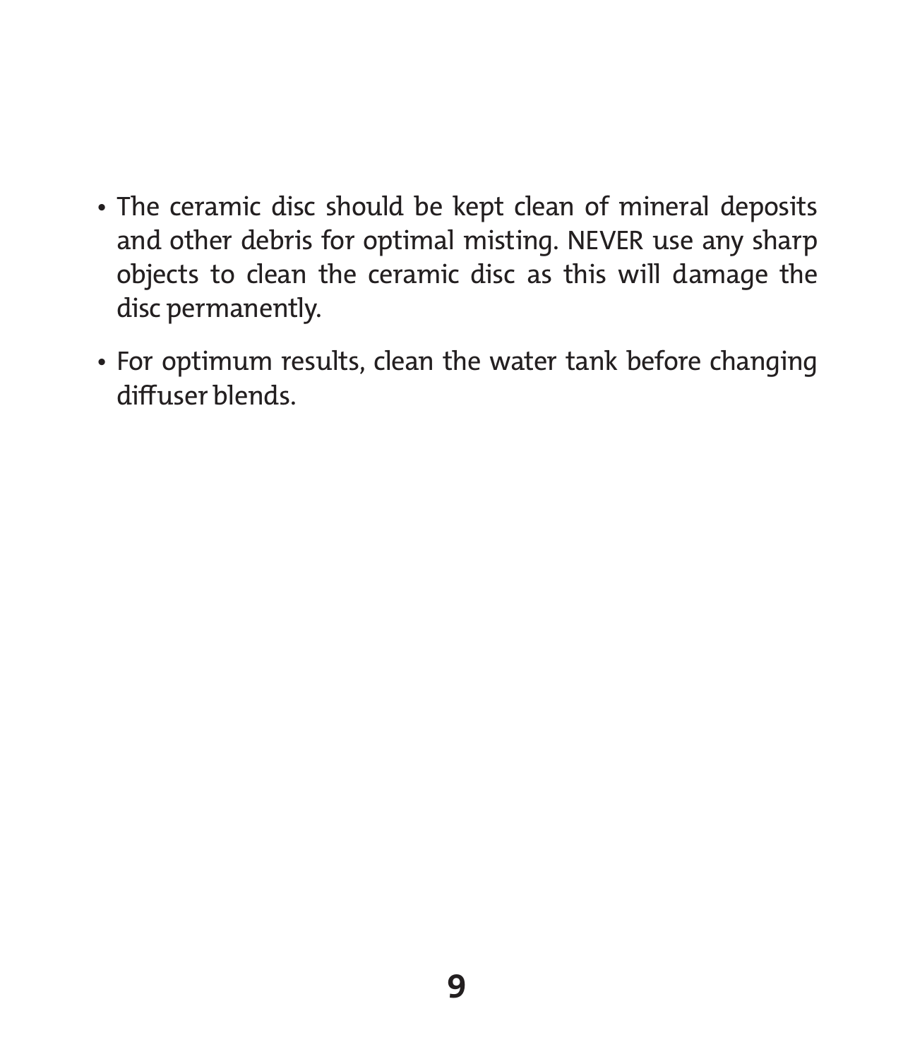- The ceramic disc should be kept clean of mineral deposits and other debris for optimal misting. NEVER use any sharp objects to clean the ceramic disc as this will damage the disc permanently.
- For optimum results, clean the water tank before changing diffuser blends.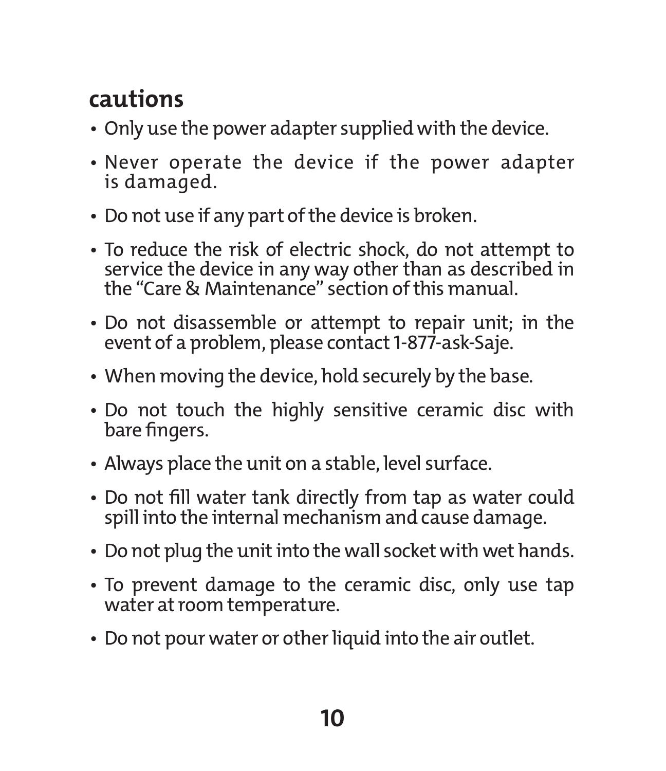## cautions

- Only use the power adapter supplied with the device.
- Never operate the device if the power adapter is damaged.
- Do not use if any part of the device is broken.
- To reduce the risk of electric shock, do not attempt to service the device in any way other than as described in the "Care & Maintenance" section of this manual.
- Do not disassemble or attempt to repair unit; in the event of a problem, please contact 1-877-ask-Saje.
- When moving the device, hold securely by the base.
- Do not touch the highly sensitive ceramic disc with bare fingers.
- Always place the unit on a stable, level surface.
- Do not fill water tank directly from tap as water could spill into the internal mechanism and cause damage.
- Do not plug the unit into the wall socket with wet hands.
- To prevent damage to the ceramic disc, only use tap water at room temperature.
- Do not pour water or other liquid into the air outlet.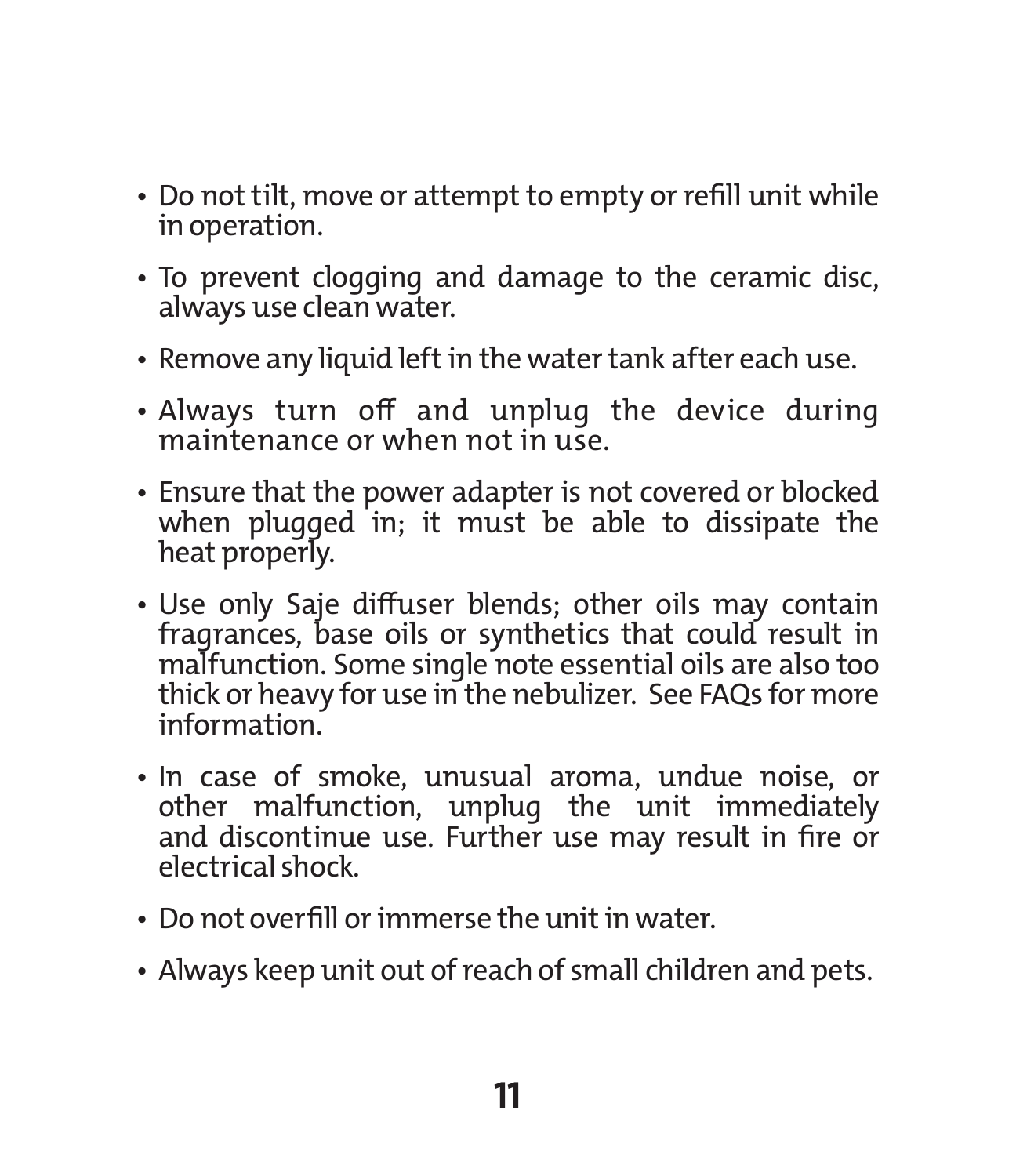- Do not tilt, move or attempt to empty or refill unit while in operation.
- To prevent clogging and damage to the ceramic disc, always use clean water.
- Remove any liquid left in the water tank after each use.
- Always turn off and unplug the device during maintenance or when not in use.
- Ensure that the power adapter is not covered or blocked when plugged in; it must be able to dissipate the heat properly.
- Use only Saje diffuser blends; other oils may contain fragrances, base oils or synthetics that could result in malfunction. Some single note essential oils are also too thick or heavy for use in the nebulizer. See FAQs for more information.
- In case of smoke, unusual aroma, undue noise, or other malfunction, unplug the unit immediately and discontinue use. Further use may result in fire or electrical shock.
- Do not overfill or immerse the unit in water.
- Always keep unit out of reach of small children and pets.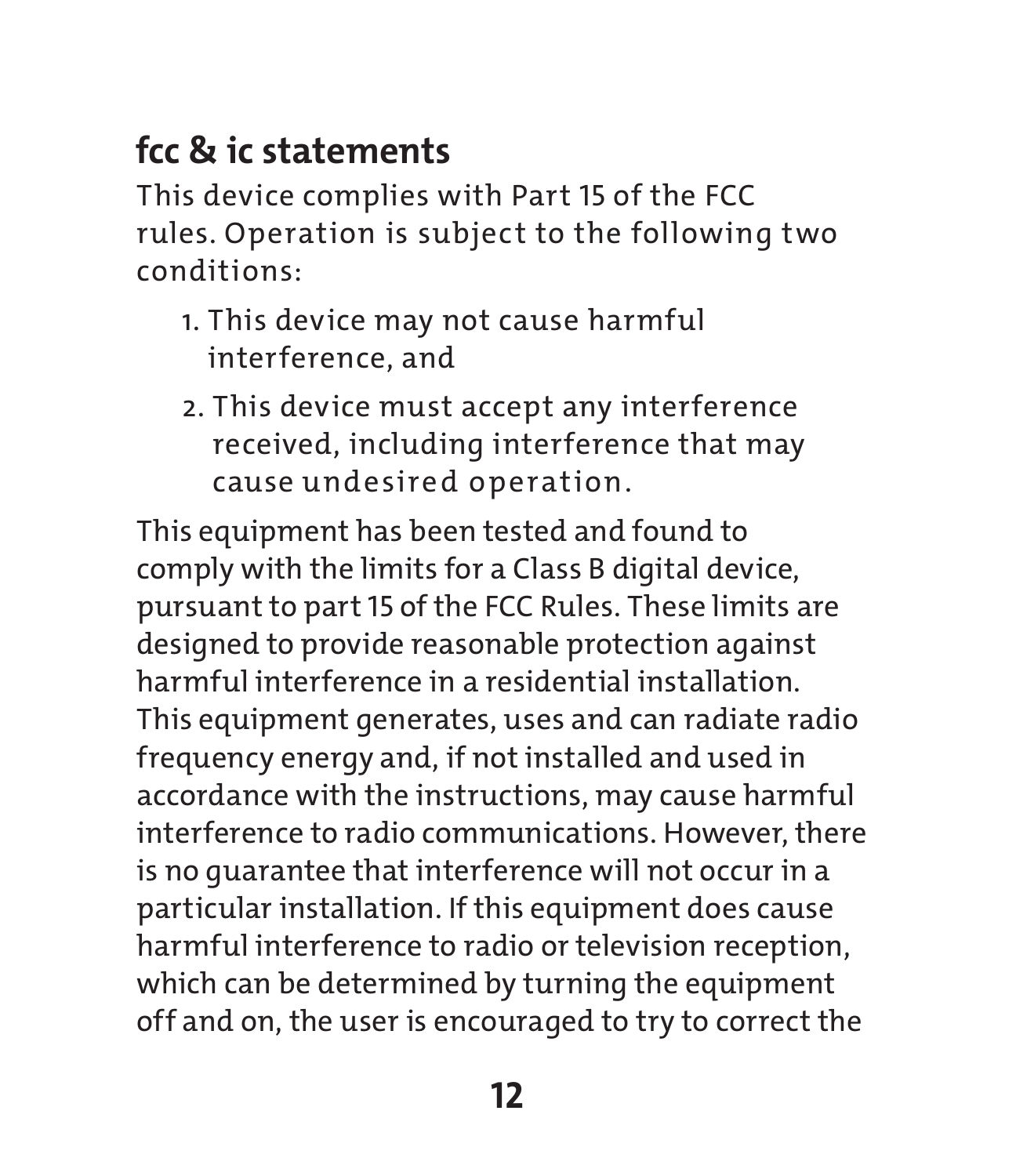## fcc & ic statements

This device complies with Part 15 of the FCC rules. Operation is subject to the following two conditions:

1. This device may not cause harmful interference, and
2. This device must accept any interference received, including interference that may cause undesired operation.

This equipment has been tested and found to comply with the limits for a Class B digital device, pursuant to part 15 of the FCC Rules. These limits are designed to provide reasonable protection against harmful interference in a residential installation. This equipment generates, uses and can radiate radio frequency energy and, if not installed and used in accordance with the instructions, may cause harmful interference to radio communications. However, there is no guarantee that interference will not occur in a particular installation. If this equipment does cause harmful interference to radio or television reception, which can be determined by turning the equipment off and on, the user is encouraged to try to correct the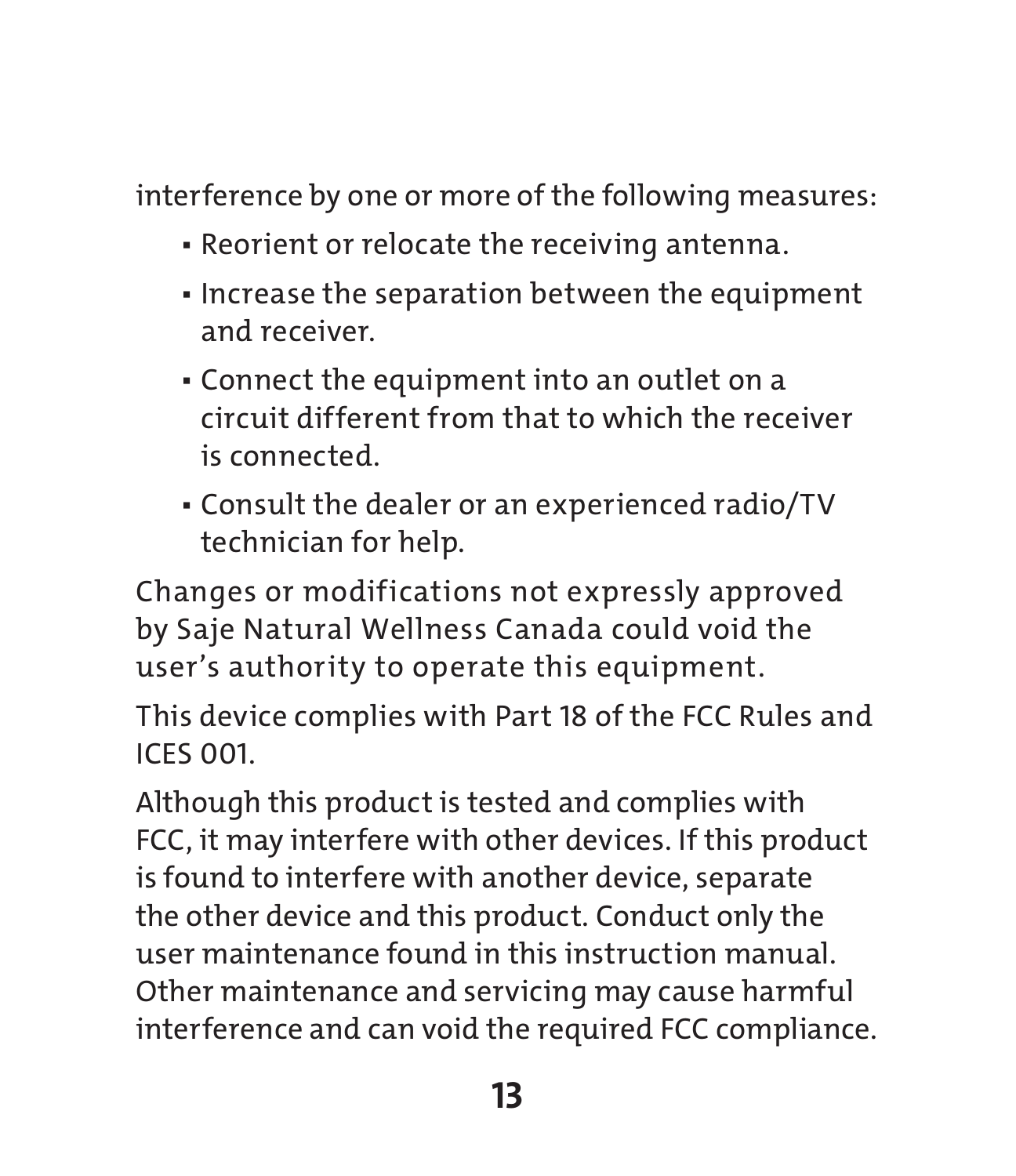interference by one or more of the following measures:

- Reorient or relocate the receiving antenna.
- Increase the separation between the equipment and receiver.
- Connect the equipment into an outlet on a circuit different from that to which the receiver is connected.
- Consult the dealer or an experienced radio/TV technician for help.

Changes or modifications not expressly approved by Saje Natural Wellness Canada could void the user's authority to operate this equipment.

This device complies with Part 18 of the FCC Rules and ICES 001.

Although this product is tested and complies with FCC, it may interfere with other devices. If this product is found to interfere with another device, separate the other device and this product. Conduct only the user maintenance found in this instruction manual. Other maintenance and servicing may cause harmful interference and can void the required FCC compliance.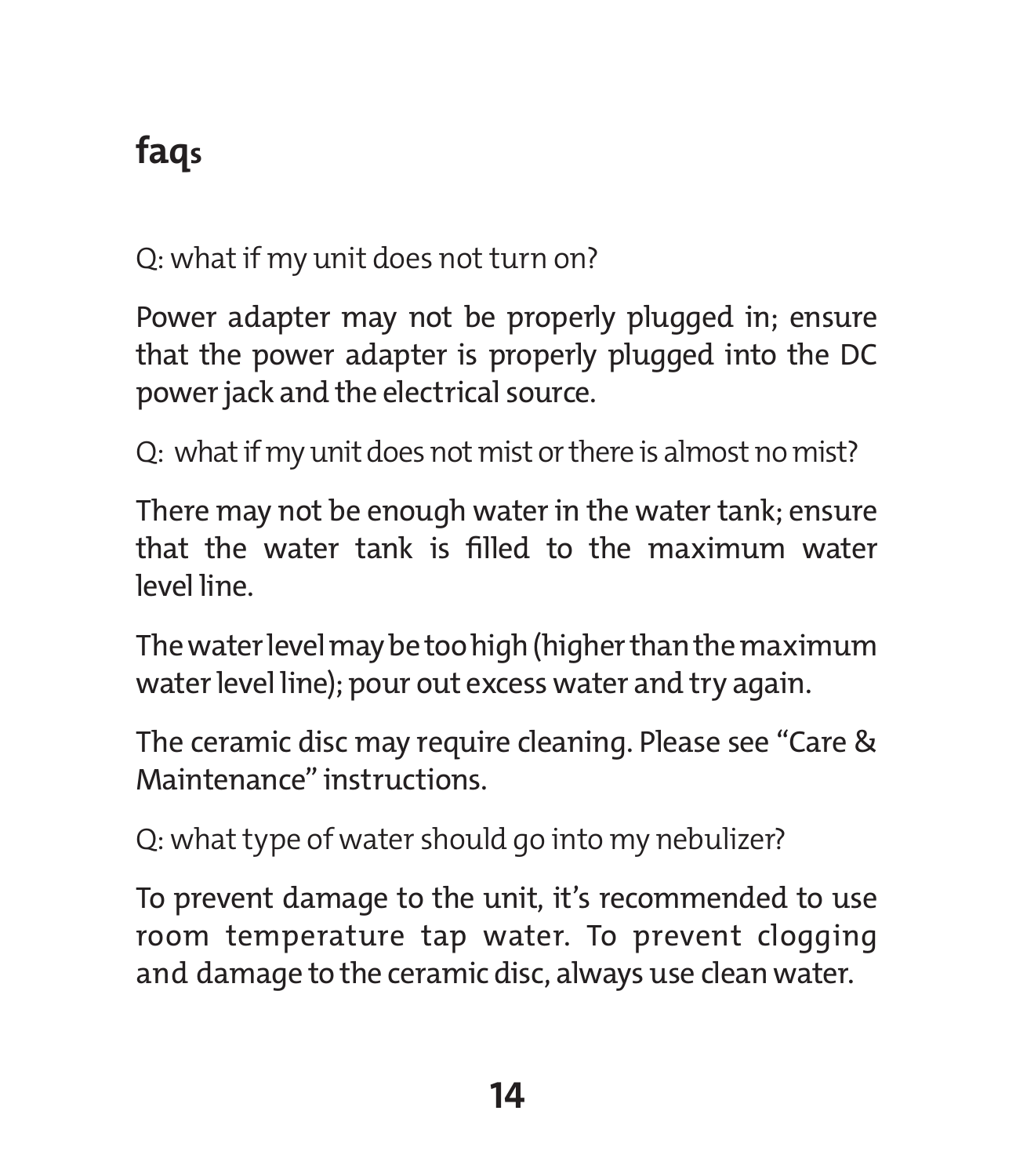## faqs

Q: what if my unit does not turn on?

Power adapter may not be properly plugged in; ensure that the power adapter is properly plugged into the DC power jack and the electrical source.

Q: what if my unit does not mist or there is almost no mist?

There may not be enough water in the water tank; ensure that the water tank is filled to the maximum water level line.

The water level may be too high (higher than the maximum water level line); pour out excess water and try again.

The ceramic disc may require cleaning. Please see "Care & Maintenance" instructions.

Q: what type of water should go into my nebulizer?

To prevent damage to the unit, it's recommended to use room temperature tap water. To prevent clogging and damage to the ceramic disc, always use clean water.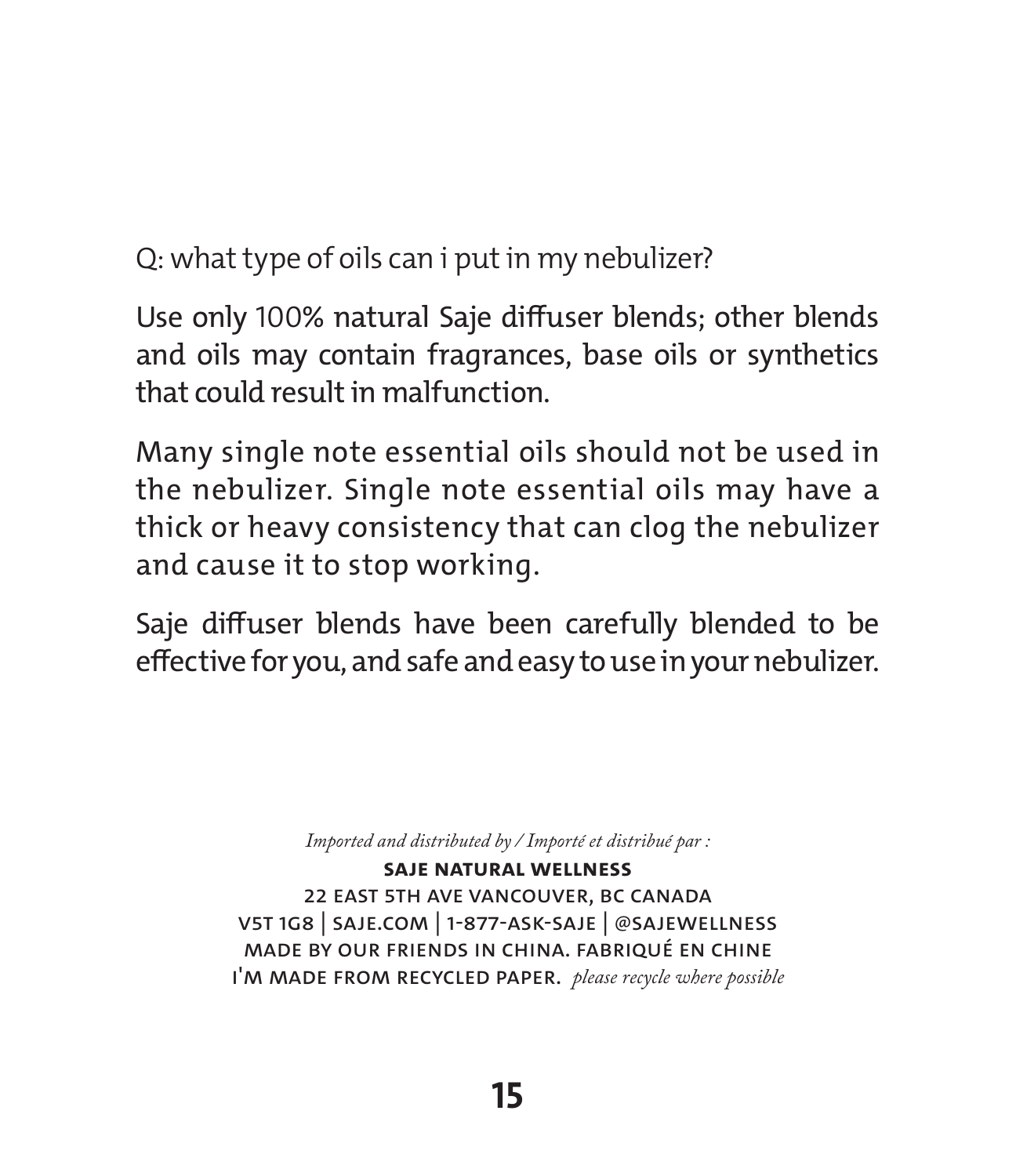Q: what type of oils can i put in my nebulizer?

Use only 100% natural Saje diffuser blends; other blends and oils may contain fragrances, base oils or synthetics that could result in malfunction.

Many single note essential oils should not be used in the nebulizer. Single note essential oils may have a thick or heavy consistency that can clog the nebulizer and cause it to stop working.

Saje diffuser blends have been carefully blended to be effective for you, and safe and easy to use in your nebulizer.

*Imported and distributed by / Importé et distribué par :*

**SAJE NATURAL WELLNESS**

22 EAST 5TH AVE VANCOUVER, BC CANADA

V5T 1G8 | SAJE.COM | 1-877-ASK-SAJE | @SAJEWELLNESS

MADE BY OUR FRIENDS IN CHINA. FABRIQUÉ EN CHINE

I'M MADE FROM RECYCLED PAPER. *please recycle where possible*